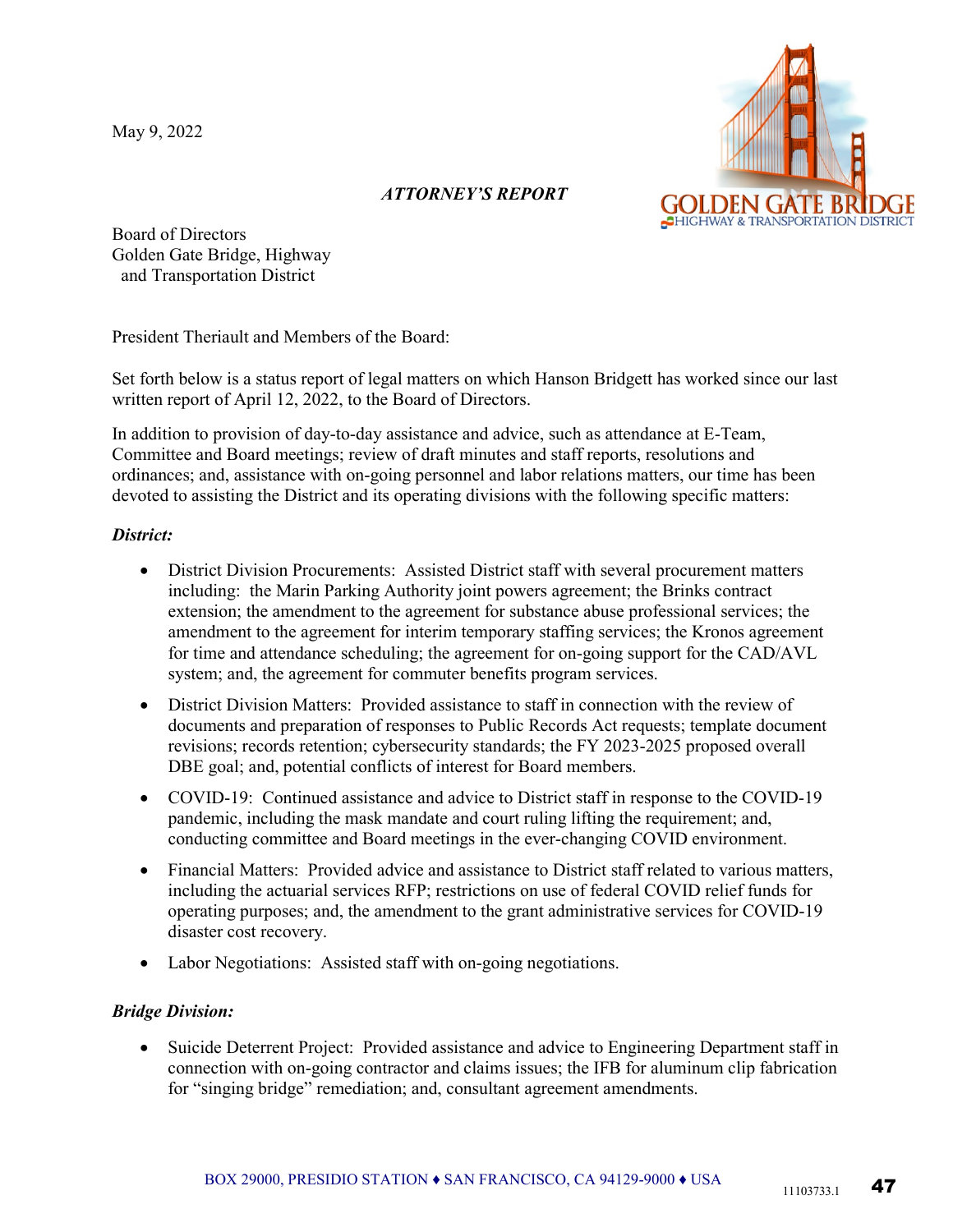May 9, 2022

*ATTORNEY'S REPORT*

Board of Directors
Golden Gate Bridge, Highway
and Transportation District

President Theriault and Members of the Board:

Set forth below is a status report of legal matters on which Hanson Bridgett has worked since our last written report of April 12, 2022, to the Board of Directors.

In addition to provision of day-to-day assistance and advice, such as attendance at E-Team, Committee and Board meetings; review of draft minutes and staff reports, resolutions and ordinances; and, assistance with on-going personnel and labor relations matters, our time has been devoted to assisting the District and its operating divisions with the following specific matters:

***District:***

- District Division Procurements: Assisted District staff with several procurement matters including: the Marin Parking Authority joint powers agreement; the Brinks contract extension; the amendment to the agreement for substance abuse professional services; the amendment to the agreement for interim temporary staffing services; the Kronos agreement for time and attendance scheduling; the agreement for on-going support for the CAD/AVL system; and, the agreement for commuter benefits program services.
- District Division Matters: Provided assistance to staff in connection with the review of documents and preparation of responses to Public Records Act requests; template document revisions; records retention; cybersecurity standards; the FY 2023-2025 proposed overall DBE goal; and, potential conflicts of interest for Board members.
- COVID-19: Continued assistance and advice to District staff in response to the COVID-19 pandemic, including the mask mandate and court ruling lifting the requirement; and, conducting committee and Board meetings in the ever-changing COVID environment.
- Financial Matters: Provided advice and assistance to District staff related to various matters, including the actuarial services RFP; restrictions on use of federal COVID relief funds for operating purposes; and, the amendment to the grant administrative services for COVID-19 disaster cost recovery.
- Labor Negotiations: Assisted staff with on-going negotiations.

***Bridge Division:***

- Suicide Deterrent Project: Provided assistance and advice to Engineering Department staff in connection with on-going contractor and claims issues; the IFB for aluminum clip fabrication for "singing bridge" remediation; and, consultant agreement amendments.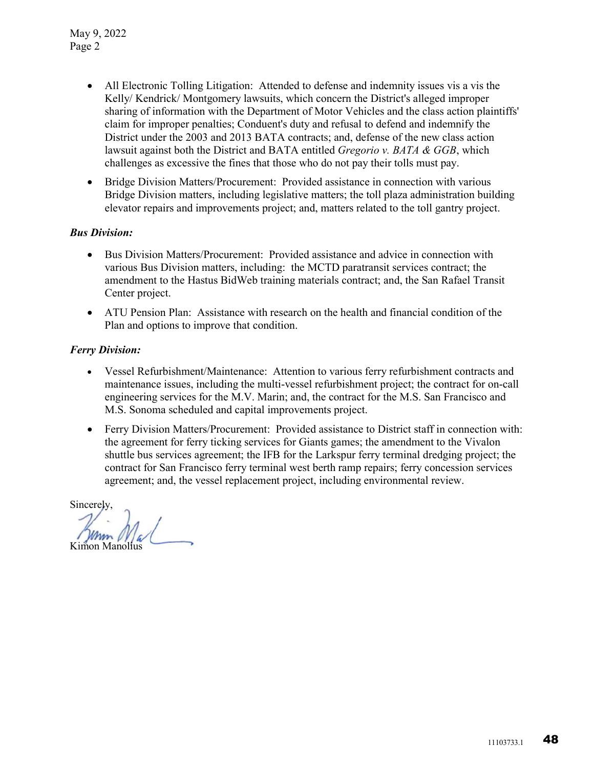May 9, 2022
Page 2

- All Electronic Tolling Litigation: Attended to defense and indemnity issues vis a vis the Kelly/ Kendrick/ Montgomery lawsuits, which concern the District's alleged improper sharing of information with the Department of Motor Vehicles and the class action plaintiffs' claim for improper penalties; Conduent's duty and refusal to defend and indemnify the District under the 2003 and 2013 BATA contracts; and, defense of the new class action lawsuit against both the District and BATA entitled *Gregorio v. BATA & GGB*, which challenges as excessive the fines that those who do not pay their tolls must pay.
- Bridge Division Matters/Procurement: Provided assistance in connection with various Bridge Division matters, including legislative matters; the toll plaza administration building elevator repairs and improvements project; and, matters related to the toll gantry project.

***Bus Division:***

- Bus Division Matters/Procurement: Provided assistance and advice in connection with various Bus Division matters, including: the MCTD paratransit services contract; the amendment to the Hastus BidWeb training materials contract; and, the San Rafael Transit Center project.
- ATU Pension Plan: Assistance with research on the health and financial condition of the Plan and options to improve that condition.

***Ferry Division:***

- Vessel Refurbishment/Maintenance: Attention to various ferry refurbishment contracts and maintenance issues, including the multi-vessel refurbishment project; the contract for on-call engineering services for the M.V. Marin; and, the contract for the M.S. San Francisco and M.S. Sonoma scheduled and capital improvements project.
- Ferry Division Matters/Procurement: Provided assistance to District staff in connection with: the agreement for ferry ticking services for Giants games; the amendment to the Vivalon shuttle bus services agreement; the IFB for the Larkspur ferry terminal dredging project; the contract for San Francisco ferry terminal west berth ramp repairs; ferry concession services agreement; and, the vessel replacement project, including environmental review.

Sincerely,

Kimon Manolius

11103733.1